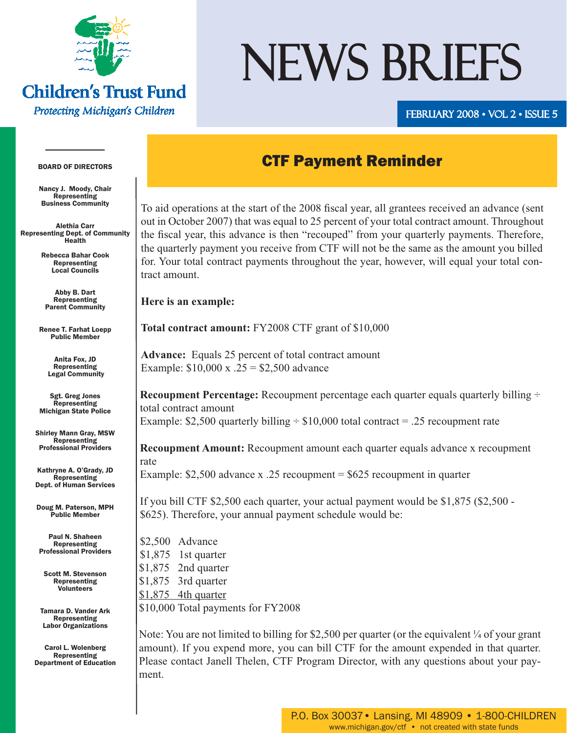Children's Trust Fund

*Protecting Michigan's Children*

# NEWS BRIEFS

FEBRUARY 2008 • VOL 2 • ISSUE 5

**BOARD OF DIRECTORS**

**Nancy J. Moody, Chair**
Representing Business Community

**Alethia Carr**
Representing Dept. of Community Health

**Rebecca Bahar Cook**
Representing Local Councils

**Abby B. Dart**
Representing Parent Community

**Renee T. Farhat Loepp**
Public Member

**Anita Fox, JD**
Representing Legal Community

**Sgt. Greg Jones**
Representing Michigan State Police

**Shirley Mann Gray, MSW**
Representing Professional Providers

**Kathryne A. O'Grady, JD**
Representing Dept. of Human Services

**Doug M. Paterson, MPH**
Public Member

**Paul N. Shaheen**
Representing Professional Providers

**Scott M. Stevenson**
Representing Volunteers

**Tamara D. Vander Ark**
Representing Labor Organizations

**Carol L. Wolenberg**
Representing Department of Education

## CTF Payment Reminder

To aid operations at the start of the 2008 fiscal year, all grantees received an advance (sent out in October 2007) that was equal to 25 percent of your total contract amount. Throughout the fiscal year, this advance is then "recouped" from your quarterly payments. Therefore, the quarterly payment you receive from CTF will not be the same as the amount you billed for. Your total contract payments throughout the year, however, will equal your total contract amount.

**Here is an example:**

**Total contract amount:** FY2008 CTF grant of $10,000

**Advance:** Equals 25 percent of total contract amount
Example: $10,000 x .25 = $2,500 advance

**Recoupment Percentage:** Recoupment percentage each quarter equals quarterly billing ÷ total contract amount
Example: $2,500 quarterly billing ÷ $10,000 total contract = .25 recoupment rate

**Recoupment Amount:** Recoupment amount each quarter equals advance x recoupment rate
Example: $2,500 advance x .25 recoupment = $625 recoupment in quarter

If you bill CTF $2,500 each quarter, your actual payment would be $1,875 ($2,500 - $625). Therefore, your annual payment schedule would be:

$2,500 Advance
$1,875 1st quarter
$1,875 2nd quarter
$1,875 3rd quarter
$1,875 4th quarter
$10,000 Total payments for FY2008

Note: You are not limited to billing for $2,500 per quarter (or the equivalent ¼ of your grant amount). If you expend more, you can bill CTF for the amount expended in that quarter. Please contact Janell Thelen, CTF Program Director, with any questions about your payment.

P.O. Box 30037 • Lansing, MI 48909 • 1-800-CHILDREN
www.michigan.gov/ctf • not created with state funds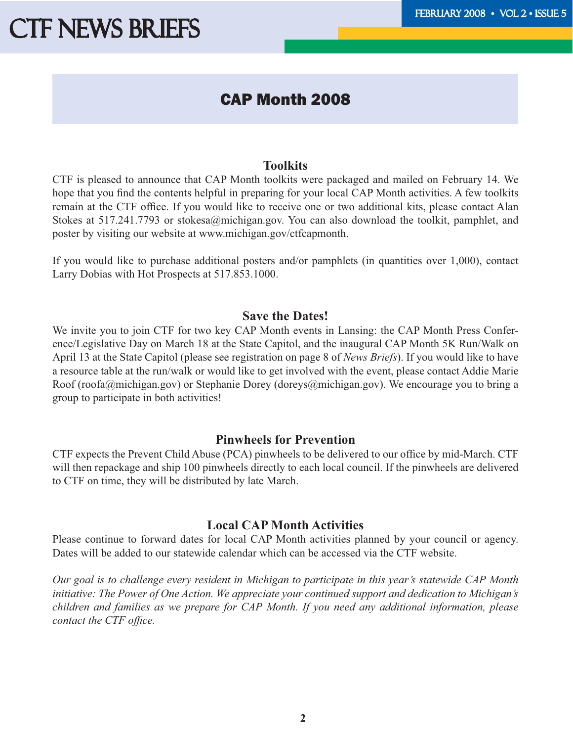# CAP Month 2008

## Toolkits

CTF is pleased to announce that CAP Month toolkits were packaged and mailed on February 14. We hope that you find the contents helpful in preparing for your local CAP Month activities. A few toolkits remain at the CTF office. If you would like to receive one or two additional kits, please contact Alan Stokes at 517.241.7793 or stokesa@michigan.gov. You can also download the toolkit, pamphlet, and poster by visiting our website at www.michigan.gov/ctfcapmonth.

If you would like to purchase additional posters and/or pamphlets (in quantities over 1,000), contact Larry Dobias with Hot Prospects at 517.853.1000.

## Save the Dates!

We invite you to join CTF for two key CAP Month events in Lansing: the CAP Month Press Conference/Legislative Day on March 18 at the State Capitol, and the inaugural CAP Month 5K Run/Walk on April 13 at the State Capitol (please see registration on page 8 of *News Briefs*). If you would like to have a resource table at the run/walk or would like to get involved with the event, please contact Addie Marie Roof (roofa@michigan.gov) or Stephanie Dorey (doreys@michigan.gov). We encourage you to bring a group to participate in both activities!

## Pinwheels for Prevention

CTF expects the Prevent Child Abuse (PCA) pinwheels to be delivered to our office by mid-March. CTF will then repackage and ship 100 pinwheels directly to each local council. If the pinwheels are delivered to CTF on time, they will be distributed by late March.

## Local CAP Month Activities

Please continue to forward dates for local CAP Month activities planned by your council or agency. Dates will be added to our statewide calendar which can be accessed via the CTF website.

*Our goal is to challenge every resident in Michigan to participate in this year's statewide CAP Month initiative: The Power of One Action. We appreciate your continued support and dedication to Michigan's children and families as we prepare for CAP Month. If you need any additional information, please contact the CTF office.*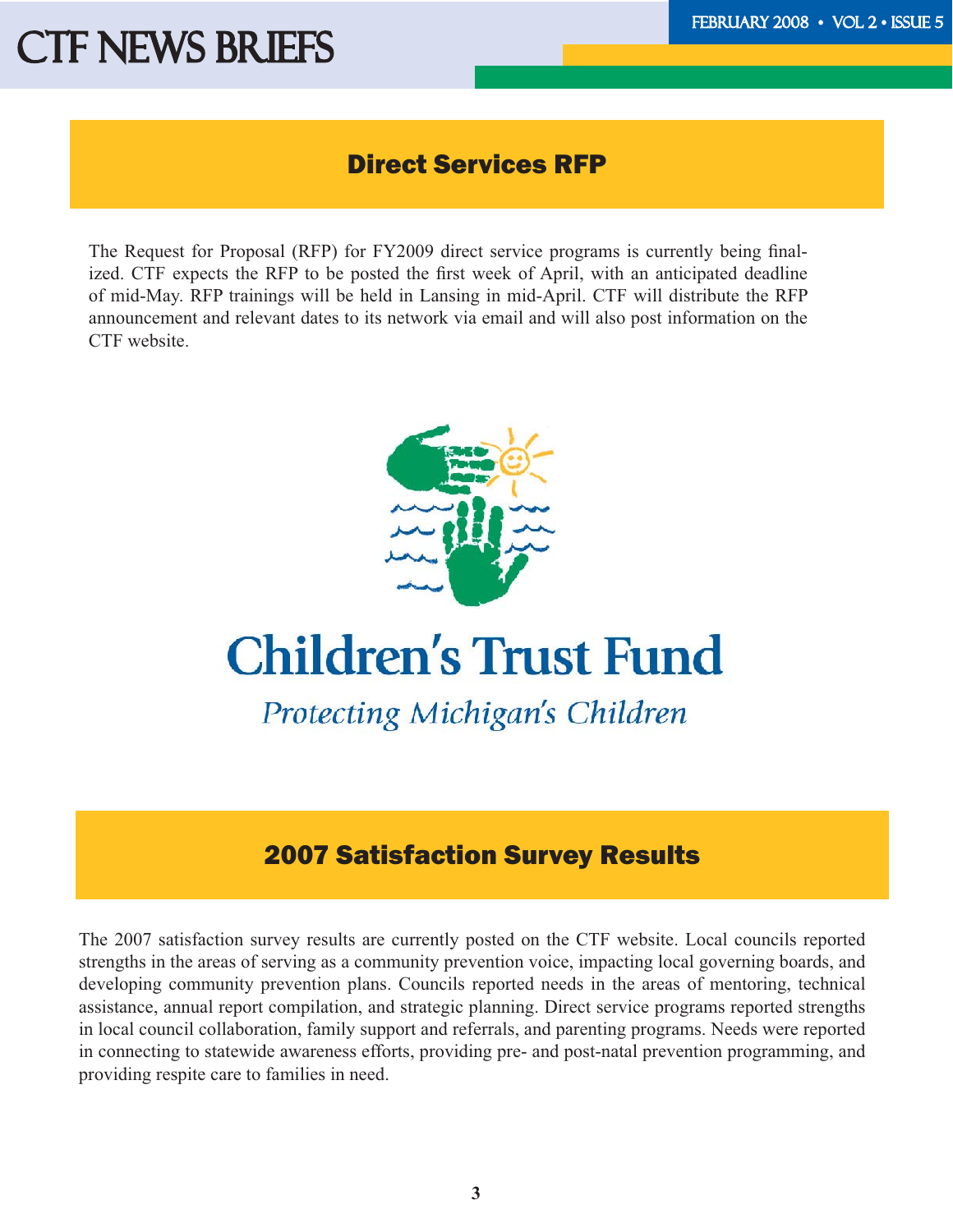## Direct Services RFP

The Request for Proposal (RFP) for FY2009 direct service programs is currently being finalized. CTF expects the RFP to be posted the first week of April, with an anticipated deadline of mid-May. RFP trainings will be held in Lansing in mid-April. CTF will distribute the RFP announcement and relevant dates to its network via email and will also post information on the CTF website.

**Children's Trust Fund**

*Protecting Michigan's Children*

## 2007 Satisfaction Survey Results

The 2007 satisfaction survey results are currently posted on the CTF website. Local councils reported strengths in the areas of serving as a community prevention voice, impacting local governing boards, and developing community prevention plans. Councils reported needs in the areas of mentoring, technical assistance, annual report compilation, and strategic planning. Direct service programs reported strengths in local council collaboration, family support and referrals, and parenting programs. Needs were reported in connecting to statewide awareness efforts, providing pre- and post-natal prevention programming, and providing respite care to families in need.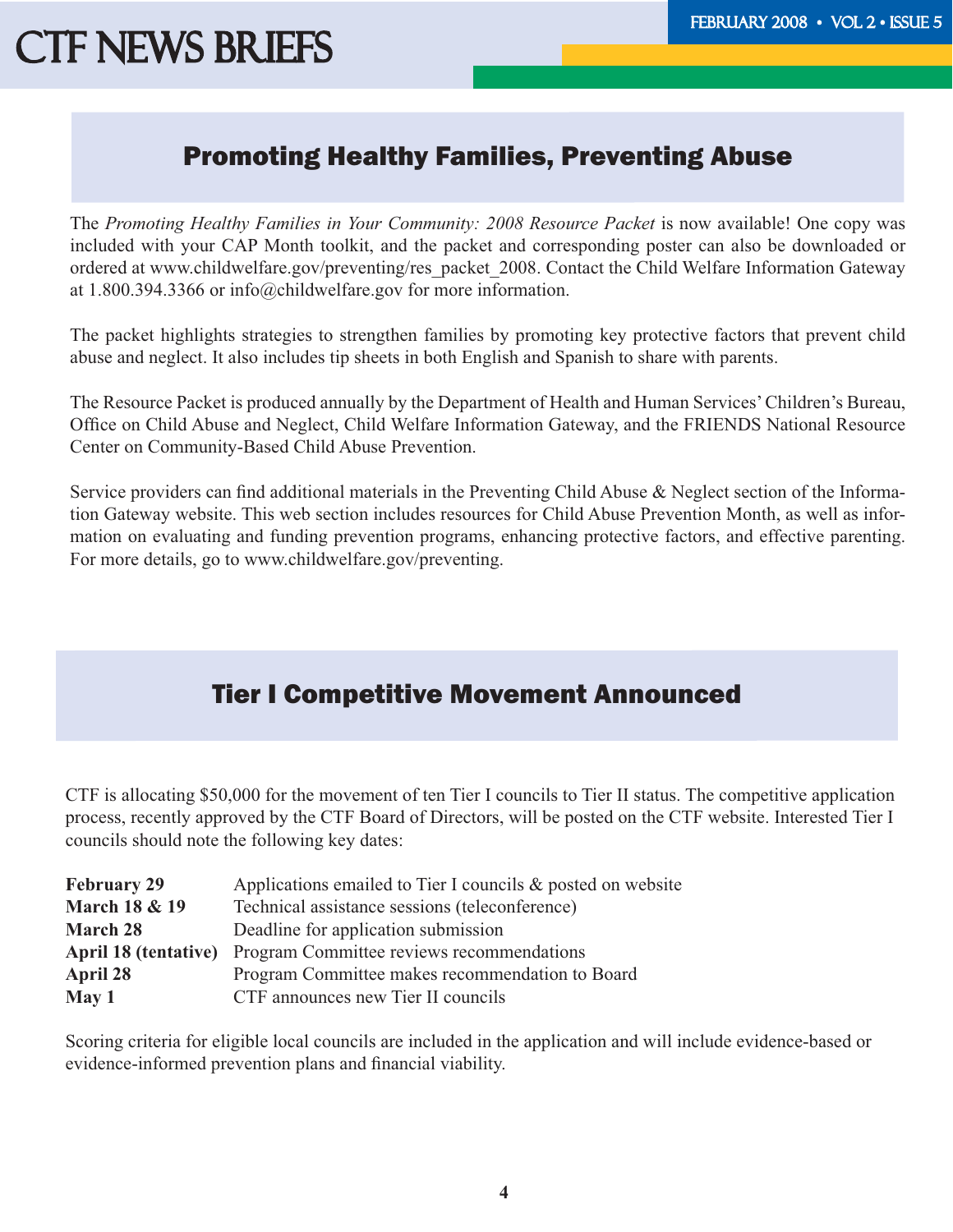## Promoting Healthy Families, Preventing Abuse

The *Promoting Healthy Families in Your Community: 2008 Resource Packet* is now available! One copy was included with your CAP Month toolkit, and the packet and corresponding poster can also be downloaded or ordered at www.childwelfare.gov/preventing/res_packet_2008. Contact the Child Welfare Information Gateway at 1.800.394.3366 or info@childwelfare.gov for more information.

The packet highlights strategies to strengthen families by promoting key protective factors that prevent child abuse and neglect. It also includes tip sheets in both English and Spanish to share with parents.

The Resource Packet is produced annually by the Department of Health and Human Services' Children's Bureau, Office on Child Abuse and Neglect, Child Welfare Information Gateway, and the FRIENDS National Resource Center on Community-Based Child Abuse Prevention.

Service providers can find additional materials in the Preventing Child Abuse & Neglect section of the Information Gateway website. This web section includes resources for Child Abuse Prevention Month, as well as information on evaluating and funding prevention programs, enhancing protective factors, and effective parenting. For more details, go to www.childwelfare.gov/preventing.

## Tier I Competitive Movement Announced

CTF is allocating $50,000 for the movement of ten Tier I councils to Tier II status. The competitive application process, recently approved by the CTF Board of Directors, will be posted on the CTF website. Interested Tier I councils should note the following key dates:

| | |
|---|---|
| **February 29** | Applications emailed to Tier I councils & posted on website |
| **March 18 & 19** | Technical assistance sessions (teleconference) |
| **March 28** | Deadline for application submission |
| **April 18 (tentative)** | Program Committee reviews recommendations |
| **April 28** | Program Committee makes recommendation to Board |
| **May 1** | CTF announces new Tier II councils |

Scoring criteria for eligible local councils are included in the application and will include evidence-based or evidence-informed prevention plans and financial viability.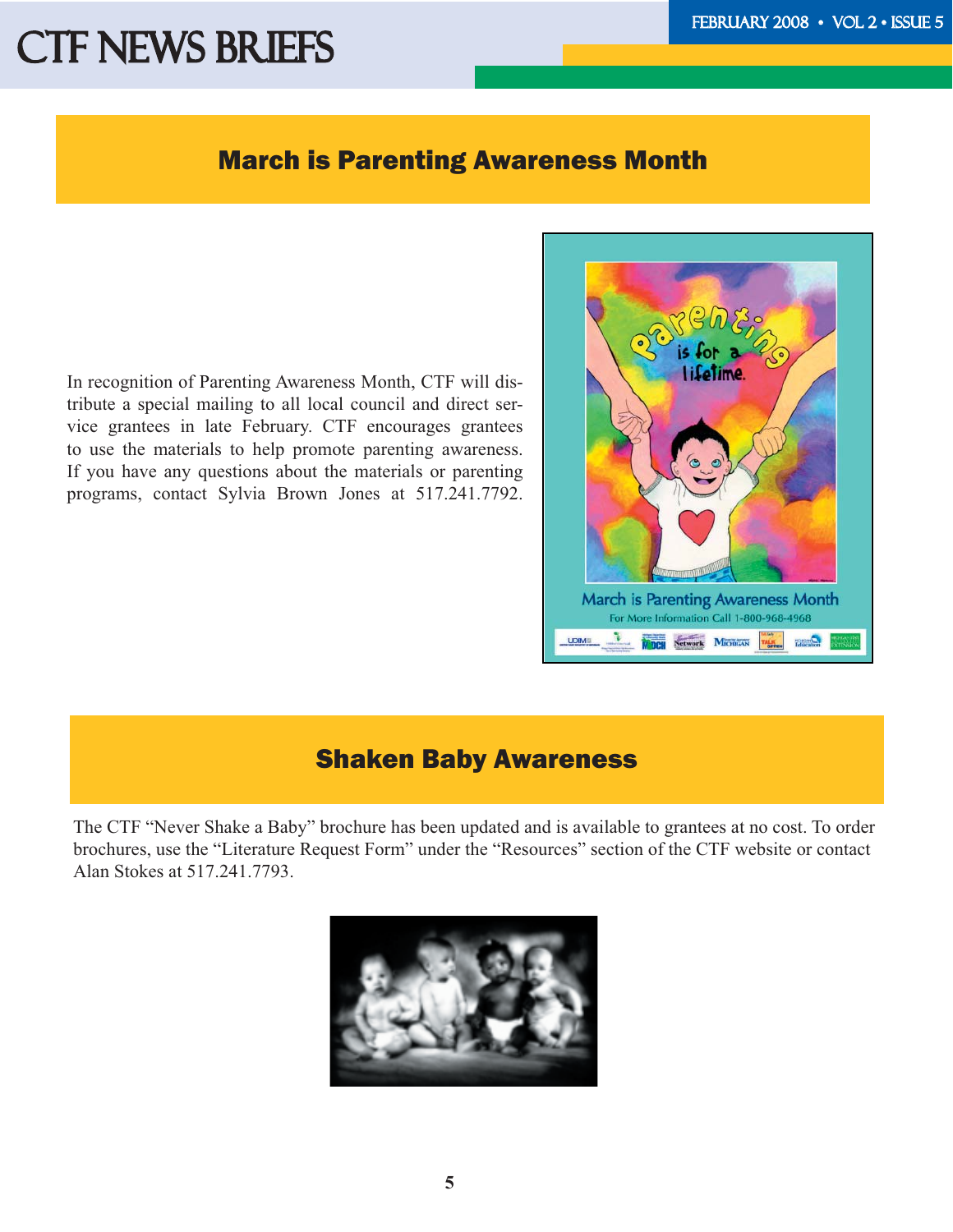## March is Parenting Awareness Month

In recognition of Parenting Awareness Month, CTF will distribute a special mailing to all local council and direct service grantees in late February. CTF encourages grantees to use the materials to help promote parenting awareness. If you have any questions about the materials or parenting programs, contact Sylvia Brown Jones at 517.241.7792.

## Shaken Baby Awareness

The CTF "Never Shake a Baby" brochure has been updated and is available to grantees at no cost. To order brochures, use the "Literature Request Form" under the "Resources" section of the CTF website or contact Alan Stokes at 517.241.7793.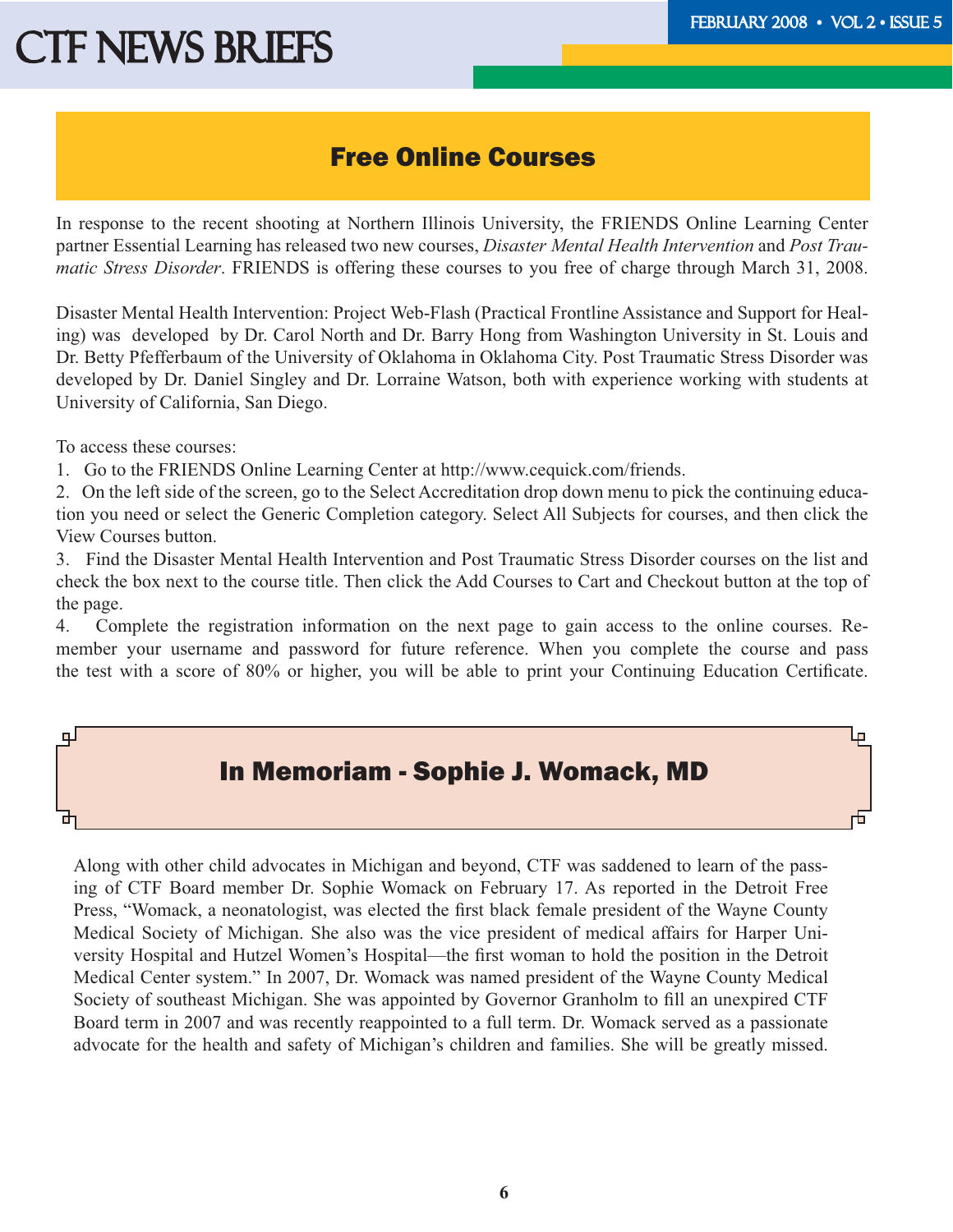## Free Online Courses

In response to the recent shooting at Northern Illinois University, the FRIENDS Online Learning Center partner Essential Learning has released two new courses, *Disaster Mental Health Intervention* and *Post Traumatic Stress Disorder*. FRIENDS is offering these courses to you free of charge through March 31, 2008.

Disaster Mental Health Intervention: Project Web-Flash (Practical Frontline Assistance and Support for Healing) was developed by Dr. Carol North and Dr. Barry Hong from Washington University in St. Louis and Dr. Betty Pfefferbaum of the University of Oklahoma in Oklahoma City. Post Traumatic Stress Disorder was developed by Dr. Daniel Singley and Dr. Lorraine Watson, both with experience working with students at University of California, San Diego.

To access these courses:

1. Go to the FRIENDS Online Learning Center at http://www.cequick.com/friends.
2. On the left side of the screen, go to the Select Accreditation drop down menu to pick the continuing education you need or select the Generic Completion category. Select All Subjects for courses, and then click the View Courses button.
3. Find the Disaster Mental Health Intervention and Post Traumatic Stress Disorder courses on the list and check the box next to the course title. Then click the Add Courses to Cart and Checkout button at the top of the page.
4. Complete the registration information on the next page to gain access to the online courses. Remember your username and password for future reference. When you complete the course and pass the test with a score of 80% or higher, you will be able to print your Continuing Education Certificate.

## In Memoriam - Sophie J. Womack, MD

Along with other child advocates in Michigan and beyond, CTF was saddened to learn of the passing of CTF Board member Dr. Sophie Womack on February 17. As reported in the Detroit Free Press, "Womack, a neonatologist, was elected the first black female president of the Wayne County Medical Society of Michigan. She also was the vice president of medical affairs for Harper University Hospital and Hutzel Women's Hospital—the first woman to hold the position in the Detroit Medical Center system." In 2007, Dr. Womack was named president of the Wayne County Medical Society of southeast Michigan. She was appointed by Governor Granholm to fill an unexpired CTF Board term in 2007 and was recently reappointed to a full term. Dr. Womack served as a passionate advocate for the health and safety of Michigan's children and families. She will be greatly missed.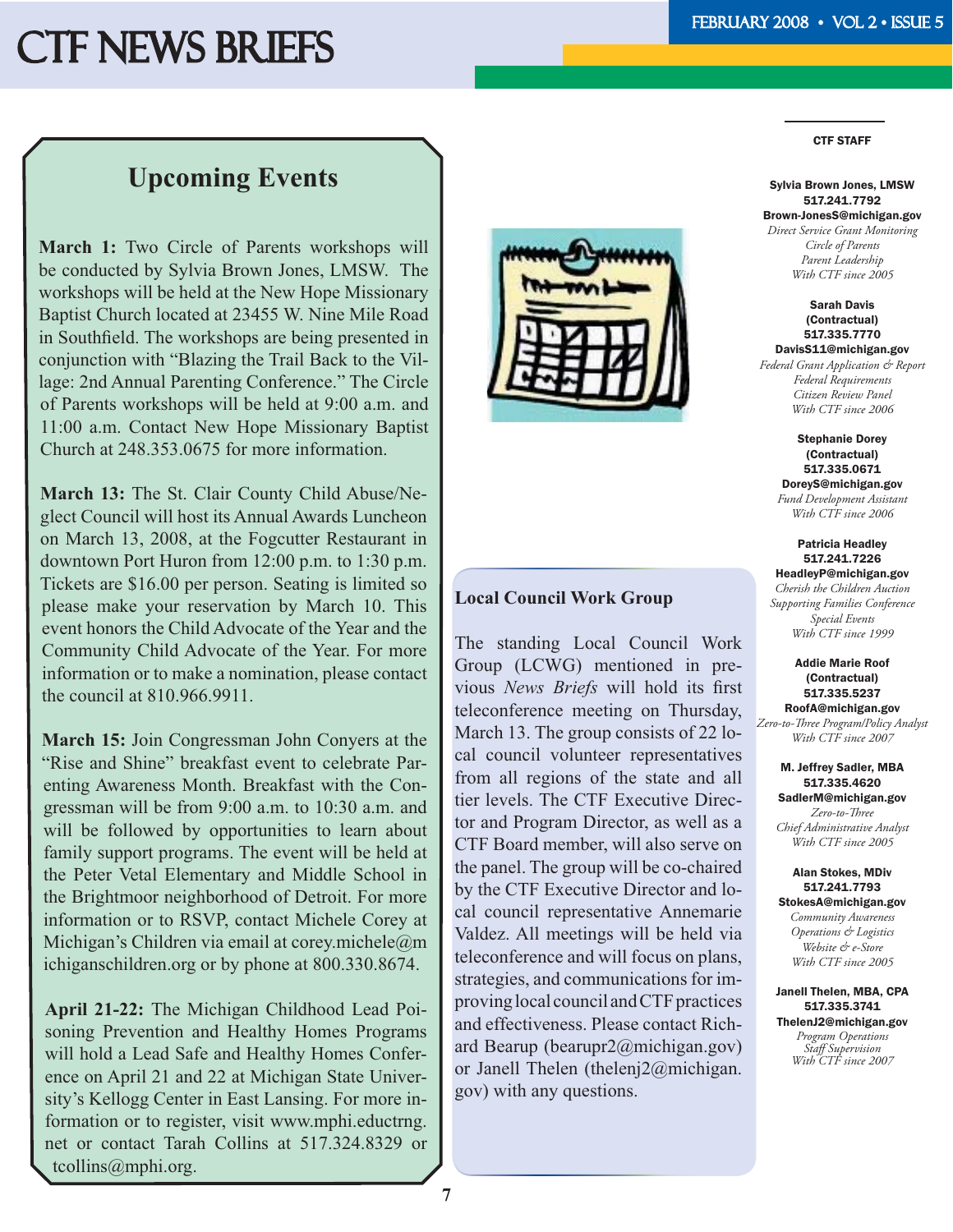# CTF NEWS BRIEFS

## Upcoming Events

**March 1:** Two Circle of Parents workshops will be conducted by Sylvia Brown Jones, LMSW. The workshops will be held at the New Hope Missionary Baptist Church located at 23455 W. Nine Mile Road in Southfield. The workshops are being presented in conjunction with "Blazing the Trail Back to the Village: 2nd Annual Parenting Conference." The Circle of Parents workshops will be held at 9:00 a.m. and 11:00 a.m. Contact New Hope Missionary Baptist Church at 248.353.0675 for more information.

**March 13:** The St. Clair County Child Abuse/Neglect Council will host its Annual Awards Luncheon on March 13, 2008, at the Fogcutter Restaurant in downtown Port Huron from 12:00 p.m. to 1:30 p.m. Tickets are $16.00 per person. Seating is limited so please make your reservation by March 10. This event honors the Child Advocate of the Year and the Community Child Advocate of the Year. For more information or to make a nomination, please contact the council at 810.966.9911.

**March 15:** Join Congressman John Conyers at the "Rise and Shine" breakfast event to celebrate Parenting Awareness Month. Breakfast with the Congressman will be from 9:00 a.m. to 10:30 a.m. and will be followed by opportunities to learn about family support programs. The event will be held at the Peter Vetal Elementary and Middle School in the Brightmoor neighborhood of Detroit. For more information or to RSVP, contact Michele Corey at Michigan's Children via email at corey.michele@michiganschildren.org or by phone at 800.330.8674.

**April 21-22:** The Michigan Childhood Lead Poisoning Prevention and Healthy Homes Programs will hold a Lead Safe and Healthy Homes Conference on April 21 and 22 at Michigan State University's Kellogg Center in East Lansing. For more information or to register, visit www.mphi.eductrng.net or contact Tarah Collins at 517.324.8329 or tcollins@mphi.org.

### Local Council Work Group

The standing Local Council Work Group (LCWG) mentioned in previous *News Briefs* will hold its first teleconference meeting on Thursday, March 13. The group consists of 22 local council volunteer representatives from all regions of the state and all tier levels. The CTF Executive Director and Program Director, as well as a CTF Board member, will also serve on the panel. The group will be co-chaired by the CTF Executive Director and local council representative Annemarie Valdez. All meetings will be held via teleconference and will focus on plans, strategies, and communications for improving local council and CTF practices and effectiveness. Please contact Richard Bearup (bearupr2@michigan.gov) or Janell Thelen (thelenj2@michigan.gov) with any questions.

### CTF STAFF

**Sylvia Brown Jones, LMSW**
**517.241.7792**
**Brown-JonesS@michigan.gov**
*Direct Service Grant Monitoring*
*Circle of Parents*
*Parent Leadership*
*With CTF since 2005*

**Sarah Davis**
**(Contractual)**
**517.335.7770**
**DavisS11@michigan.gov**
*Federal Grant Application & Report*
*Federal Requirements*
*Citizen Review Panel*
*With CTF since 2006*

**Stephanie Dorey**
**(Contractual)**
**517.335.0671**
**DoreyS@michigan.gov**
*Fund Development Assistant*
*With CTF since 2006*

**Patricia Headley**
**517.241.7226**
**HeadleyP@michigan.gov**
*Cherish the Children Auction*
*Supporting Families Conference*
*Special Events*
*With CTF since 1999*

**Addie Marie Roof**
**(Contractual)**
**517.335.5237**
**RoofA@michigan.gov**
*Zero-to-Three Program/Policy Analyst*
*With CTF since 2007*

**M. Jeffrey Sadler, MBA**
**517.335.4620**
**SadlerM@michigan.gov**
*Zero-to-Three*
*Chief Administrative Analyst*
*With CTF since 2005*

**Alan Stokes, MDiv**
**517.241.7793**
**StokesA@michigan.gov**
*Community Awareness*
*Operations & Logistics*
*Website & e-Store*
*With CTF since 2005*

**Janell Thelen, MBA, CPA**
**517.335.3741**
**ThelenJ2@michigan.gov**
*Program Operations*
*Staff Supervision*
*With CTF since 2007*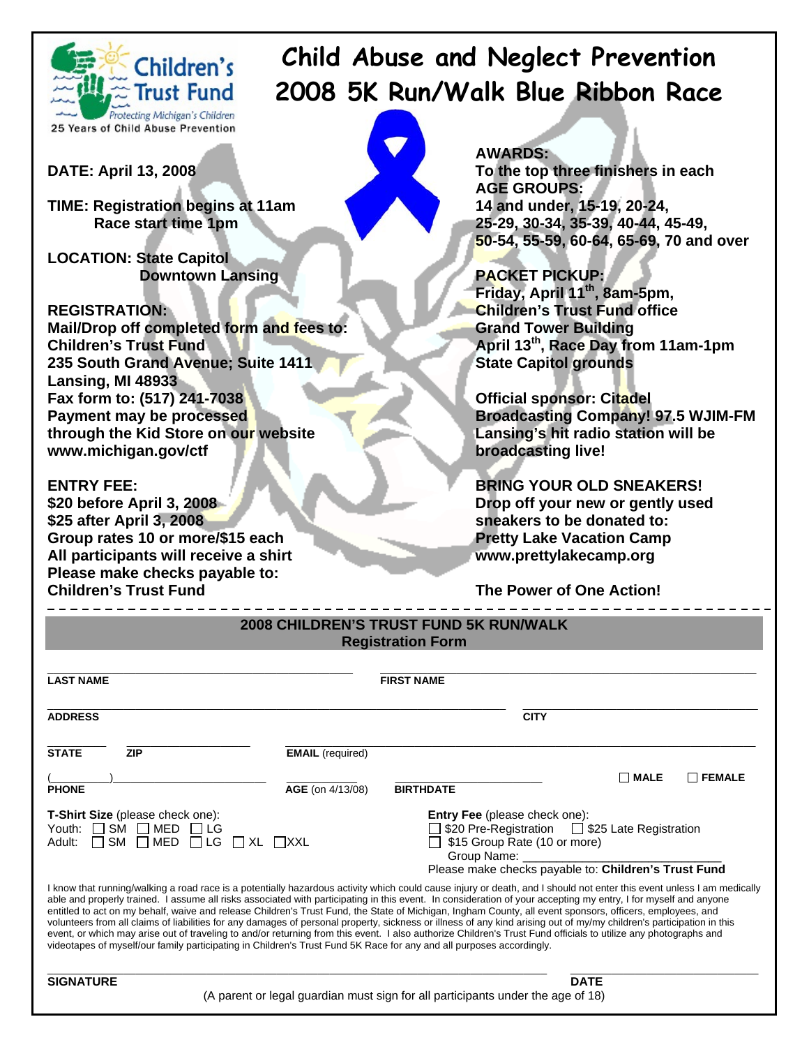Children's Trust Fund
Protecting Michigan's Children
25 Years of Child Abuse Prevention

# Child Abuse and Neglect Prevention 2008 5K Run/Walk Blue Ribbon Race

**DATE: April 13, 2008**

**TIME: Registration begins at 11am**
**Race start time 1pm**

**LOCATION: State Capitol**
**Downtown Lansing**

**REGISTRATION:**
**Mail/Drop off completed form and fees to:**
**Children's Trust Fund**
**235 South Grand Avenue; Suite 1411**
**Lansing, MI 48933**
**Fax form to: (517) 241-7038**
**Payment may be processed through the Kid Store on our website www.michigan.gov/ctf**

**ENTRY FEE:**
**$20 before April 3, 2008**
**$25 after April 3, 2008**
**Group rates 10 or more/$15 each**
**All participants will receive a shirt**
**Please make checks payable to:**
**Children's Trust Fund**

**AWARDS:**
**To the top three finishers in each AGE GROUPS:**
**14 and under, 15-19, 20-24, 25-29, 30-34, 35-39, 40-44, 45-49, 50-54, 55-59, 60-64, 65-69, 70 and over**

**PACKET PICKUP:**
**Friday, April 11th, 8am-5pm,**
**Children's Trust Fund office**
**Grand Tower Building**
**April 13th, Race Day from 11am-1pm**
**State Capitol grounds**

**Official sponsor: Citadel Broadcasting Company! 97.5 WJIM-FM Lansing's hit radio station will be broadcasting live!**

**BRING YOUR OLD SNEAKERS!**
**Drop off your new or gently used sneakers to be donated to:**
**Pretty Lake Vacation Camp**
**www.prettylakecamp.org**

**The Power of One Action!**

---

## 2008 CHILDREN'S TRUST FUND 5K RUN/WALK
## Registration Form

**LAST NAME** ______________________ **FIRST NAME** ______________________

**ADDRESS** ______________________ **CITY** ______________________

**STATE** ______ **ZIP** ______ **EMAIL** (required) ______________________

**PHONE** (____)__________ **AGE** (on 4/13/08) ______ **BIRTHDATE** ______ ☐ **MALE** ☐ **FEMALE**

**T-Shirt Size** (please check one):
Youth: ☐ SM ☐ MED ☐ LG
Adult: ☐ SM ☐ MED ☐ LG ☐ XL ☐XXL

**Entry Fee** (please check one):
☐ $20 Pre-Registration ☐ $25 Late Registration
☐ $15 Group Rate (10 or more)
Group Name: ______________________
Please make checks payable to: **Children's Trust Fund**

I know that running/walking a road race is a potentially hazardous activity which could cause injury or death, and I should not enter this event unless I am medically able and properly trained. I assume all risks associated with participating in this event. In consideration of your accepting my entry, I for myself and anyone entitled to act on my behalf, waive and release Children's Trust Fund, the State of Michigan, Ingham County, all event sponsors, officers, employees, and volunteers from all claims of liabilities for any damages of personal property, sickness or illness of any kind arising out of my/my children's participation in this event, or which may arise out of traveling to and/or returning from this event. I also authorize Children's Trust Fund officials to utilize any photographs and videotapes of myself/our family participating in Children's Trust Fund 5K Race for any and all purposes accordingly.

**SIGNATURE** ______________________ **DATE** ______________________

(A parent or legal guardian must sign for all participants under the age of 18)